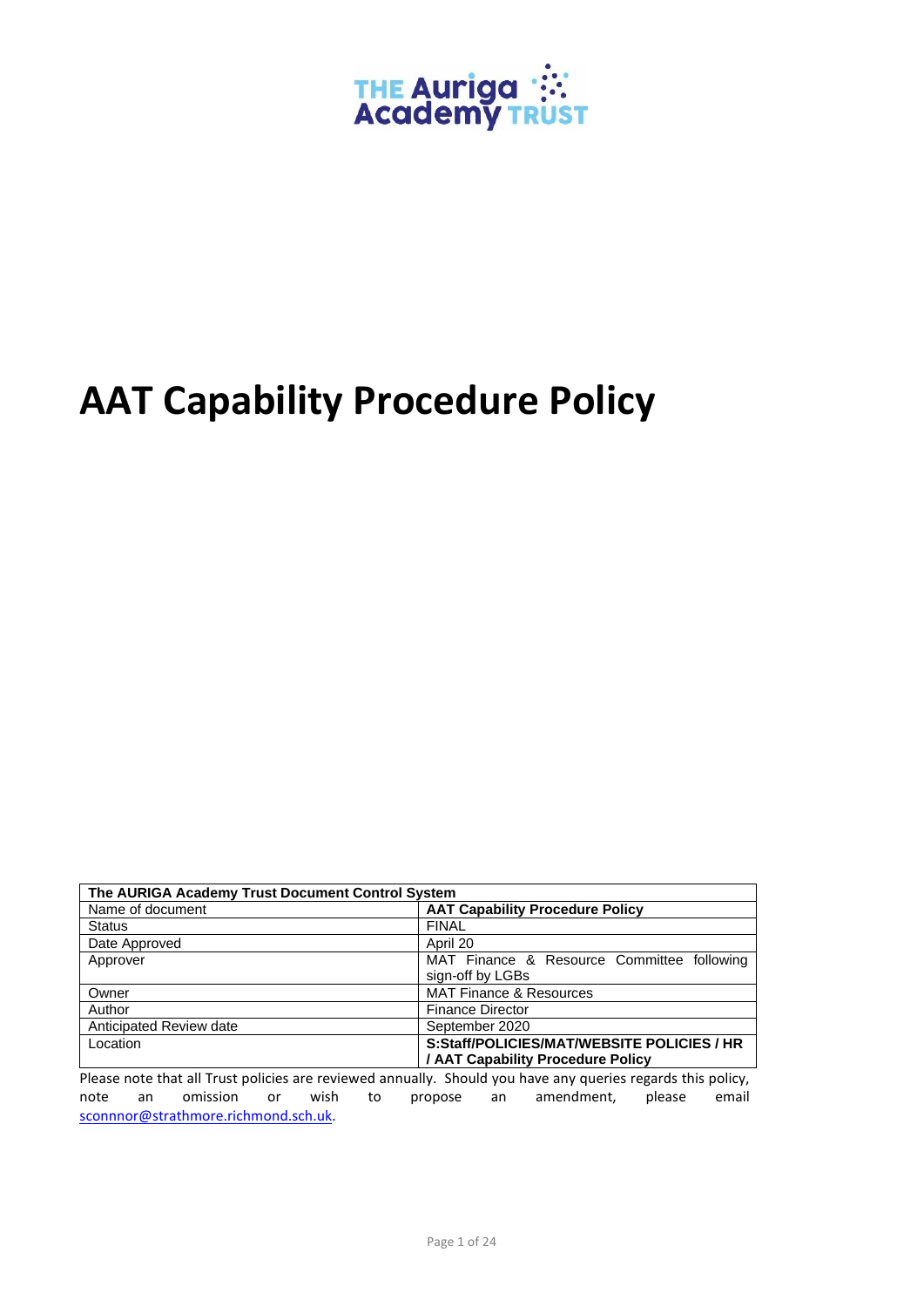THE Auriga Academy TRUST

# AAT Capability Procedure Policy

| The AURIGA Academy Trust Document Control System | |
|---|---|
| Name of document | **AAT Capability Procedure Policy** |
| Status | FINAL |
| Date Approved | April 20 |
| Approver | MAT Finance & Resource Committee following sign-off by LGBs |
| Owner | MAT Finance & Resources |
| Author | Finance Director |
| Anticipated Review date | September 2020 |
| Location | **S:Staff/POLICIES/MAT/WEBSITE POLICIES / HR / AAT Capability Procedure Policy** |

Please note that all Trust policies are reviewed annually. Should you have any queries regards this policy, note an omission or wish to propose an amendment, please email sconnnor@strathmore.richmond.sch.uk.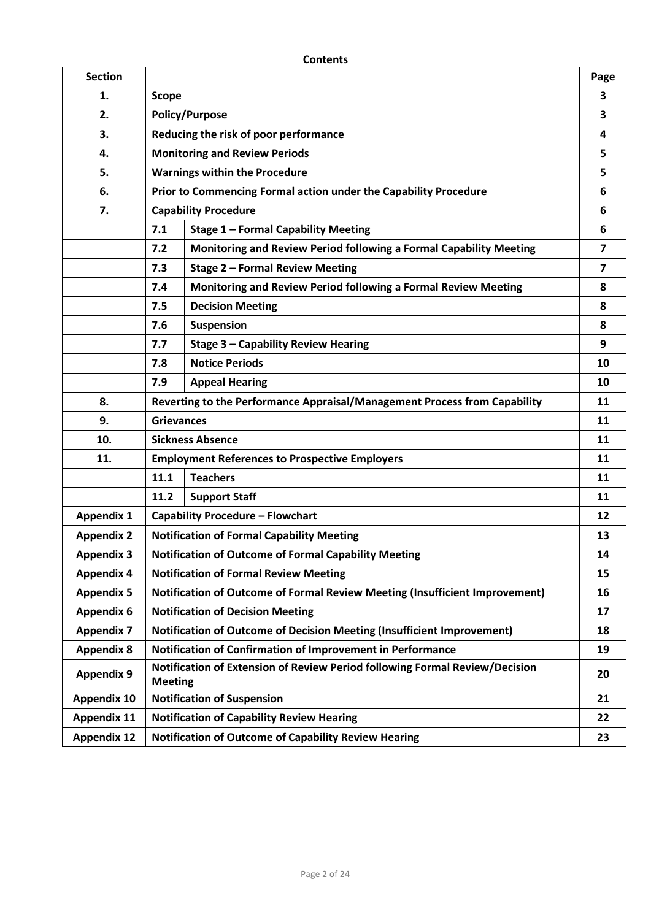**Contents**

| Section | | | Page |
|---|---|---|---|
| **1.** | **Scope** | | **3** |
| **2.** | **Policy/Purpose** | | **3** |
| **3.** | **Reducing the risk of poor performance** | | **4** |
| **4.** | **Monitoring and Review Periods** | | **5** |
| **5.** | **Warnings within the Procedure** | | **5** |
| **6.** | **Prior to Commencing Formal action under the Capability Procedure** | | **6** |
| **7.** | **Capability Procedure** | | **6** |
| | **7.1** | **Stage 1 – Formal Capability Meeting** | **6** |
| | **7.2** | **Monitoring and Review Period following a Formal Capability Meeting** | **7** |
| | **7.3** | **Stage 2 – Formal Review Meeting** | **7** |
| | **7.4** | **Monitoring and Review Period following a Formal Review Meeting** | **8** |
| | **7.5** | **Decision Meeting** | **8** |
| | **7.6** | **Suspension** | **8** |
| | **7.7** | **Stage 3 – Capability Review Hearing** | **9** |
| | **7.8** | **Notice Periods** | **10** |
| | **7.9** | **Appeal Hearing** | **10** |
| **8.** | **Reverting to the Performance Appraisal/Management Process from Capability** | | **11** |
| **9.** | **Grievances** | | **11** |
| **10.** | **Sickness Absence** | | **11** |
| **11.** | **Employment References to Prospective Employers** | | **11** |
| | **11.1** | **Teachers** | **11** |
| | **11.2** | **Support Staff** | **11** |
| **Appendix 1** | **Capability Procedure – Flowchart** | | **12** |
| **Appendix 2** | **Notification of Formal Capability Meeting** | | **13** |
| **Appendix 3** | **Notification of Outcome of Formal Capability Meeting** | | **14** |
| **Appendix 4** | **Notification of Formal Review Meeting** | | **15** |
| **Appendix 5** | **Notification of Outcome of Formal Review Meeting (Insufficient Improvement)** | | **16** |
| **Appendix 6** | **Notification of Decision Meeting** | | **17** |
| **Appendix 7** | **Notification of Outcome of Decision Meeting (Insufficient Improvement)** | | **18** |
| **Appendix 8** | **Notification of Confirmation of Improvement in Performance** | | **19** |
| **Appendix 9** | **Notification of Extension of Review Period following Formal Review/Decision Meeting** | | **20** |
| **Appendix 10** | **Notification of Suspension** | | **21** |
| **Appendix 11** | **Notification of Capability Review Hearing** | | **22** |
| **Appendix 12** | **Notification of Outcome of Capability Review Hearing** | | **23** |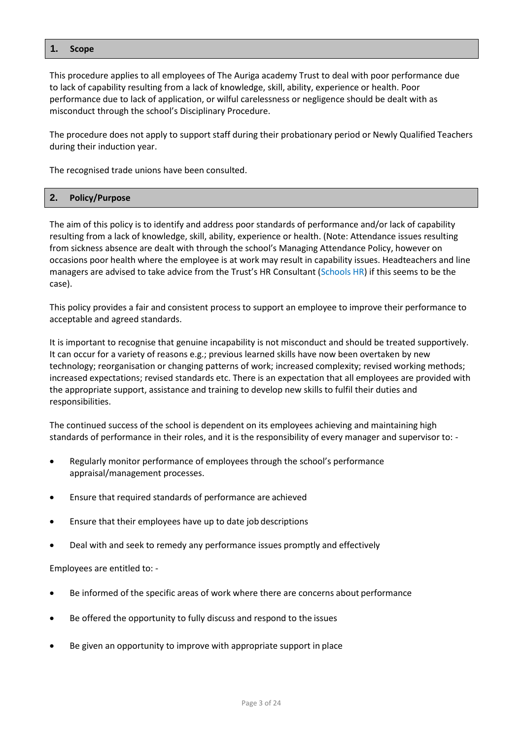## 1. Scope

This procedure applies to all employees of The Auriga academy Trust to deal with poor performance due to lack of capability resulting from a lack of knowledge, skill, ability, experience or health. Poor performance due to lack of application, or wilful carelessness or negligence should be dealt with as misconduct through the school's Disciplinary Procedure.

The procedure does not apply to support staff during their probationary period or Newly Qualified Teachers during their induction year.

The recognised trade unions have been consulted.

## 2. Policy/Purpose

The aim of this policy is to identify and address poor standards of performance and/or lack of capability resulting from a lack of knowledge, skill, ability, experience or health. (Note: Attendance issues resulting from sickness absence are dealt with through the school's Managing Attendance Policy, however on occasions poor health where the employee is at work may result in capability issues. Headteachers and line managers are advised to take advice from the Trust's HR Consultant (Schools HR) if this seems to be the case).

This policy provides a fair and consistent process to support an employee to improve their performance to acceptable and agreed standards.

It is important to recognise that genuine incapability is not misconduct and should be treated supportively. It can occur for a variety of reasons e.g.; previous learned skills have now been overtaken by new technology; reorganisation or changing patterns of work; increased complexity; revised working methods; increased expectations; revised standards etc. There is an expectation that all employees are provided with the appropriate support, assistance and training to develop new skills to fulfil their duties and responsibilities.

The continued success of the school is dependent on its employees achieving and maintaining high standards of performance in their roles, and it is the responsibility of every manager and supervisor to: -

- Regularly monitor performance of employees through the school's performance appraisal/management processes.
- Ensure that required standards of performance are achieved
- Ensure that their employees have up to date job descriptions
- Deal with and seek to remedy any performance issues promptly and effectively

Employees are entitled to: -

- Be informed of the specific areas of work where there are concerns about performance
- Be offered the opportunity to fully discuss and respond to the issues
- Be given an opportunity to improve with appropriate support in place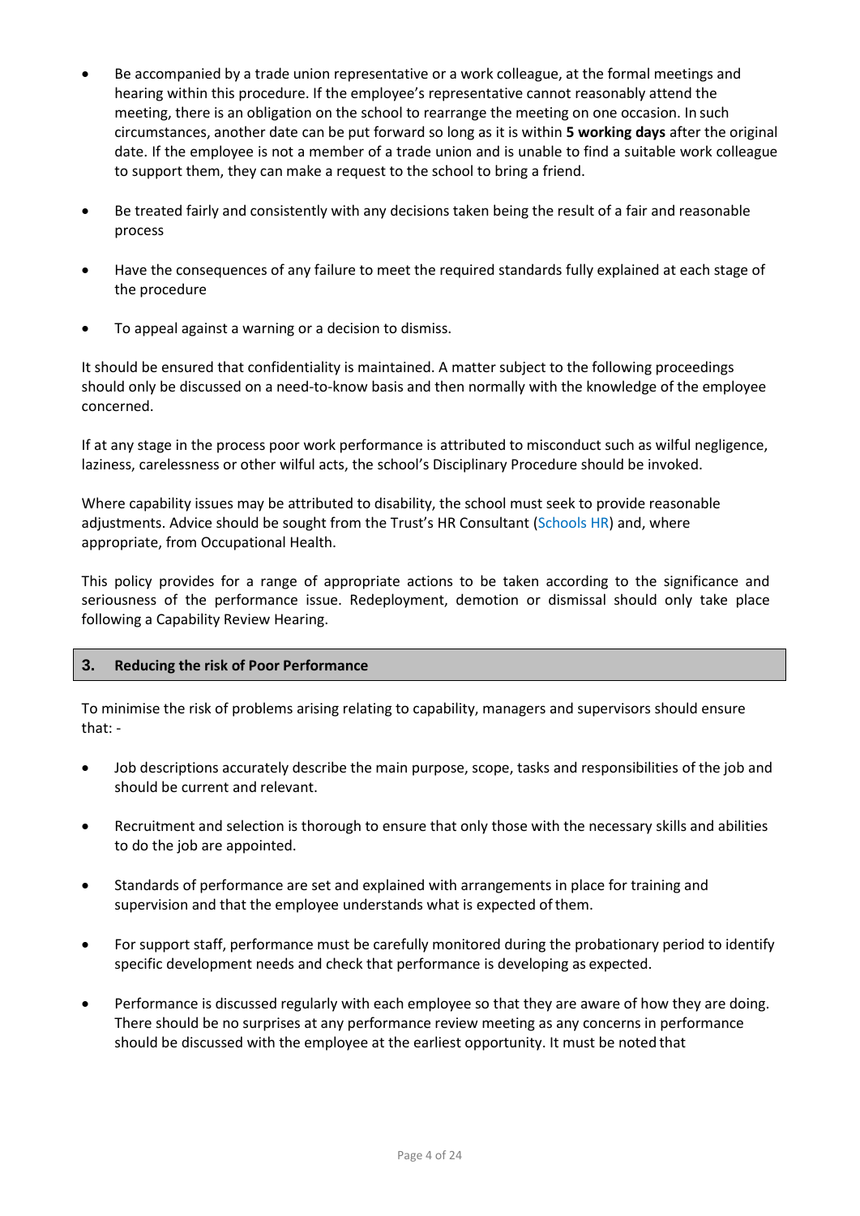- Be accompanied by a trade union representative or a work colleague, at the formal meetings and hearing within this procedure. If the employee's representative cannot reasonably attend the meeting, there is an obligation on the school to rearrange the meeting on one occasion. In such circumstances, another date can be put forward so long as it is within **5 working days** after the original date. If the employee is not a member of a trade union and is unable to find a suitable work colleague to support them, they can make a request to the school to bring a friend.

- Be treated fairly and consistently with any decisions taken being the result of a fair and reasonable process

- Have the consequences of any failure to meet the required standards fully explained at each stage of the procedure

- To appeal against a warning or a decision to dismiss.

It should be ensured that confidentiality is maintained. A matter subject to the following proceedings should only be discussed on a need-to-know basis and then normally with the knowledge of the employee concerned.

If at any stage in the process poor work performance is attributed to misconduct such as wilful negligence, laziness, carelessness or other wilful acts, the school's Disciplinary Procedure should be invoked.

Where capability issues may be attributed to disability, the school must seek to provide reasonable adjustments. Advice should be sought from the Trust's HR Consultant (Schools HR) and, where appropriate, from Occupational Health.

This policy provides for a range of appropriate actions to be taken according to the significance and seriousness of the performance issue. Redeployment, demotion or dismissal should only take place following a Capability Review Hearing.

## 3. Reducing the risk of Poor Performance

To minimise the risk of problems arising relating to capability, managers and supervisors should ensure that: -

- Job descriptions accurately describe the main purpose, scope, tasks and responsibilities of the job and should be current and relevant.

- Recruitment and selection is thorough to ensure that only those with the necessary skills and abilities to do the job are appointed.

- Standards of performance are set and explained with arrangements in place for training and supervision and that the employee understands what is expected of them.

- For support staff, performance must be carefully monitored during the probationary period to identify specific development needs and check that performance is developing as expected.

- Performance is discussed regularly with each employee so that they are aware of how they are doing. There should be no surprises at any performance review meeting as any concerns in performance should be discussed with the employee at the earliest opportunity. It must be noted that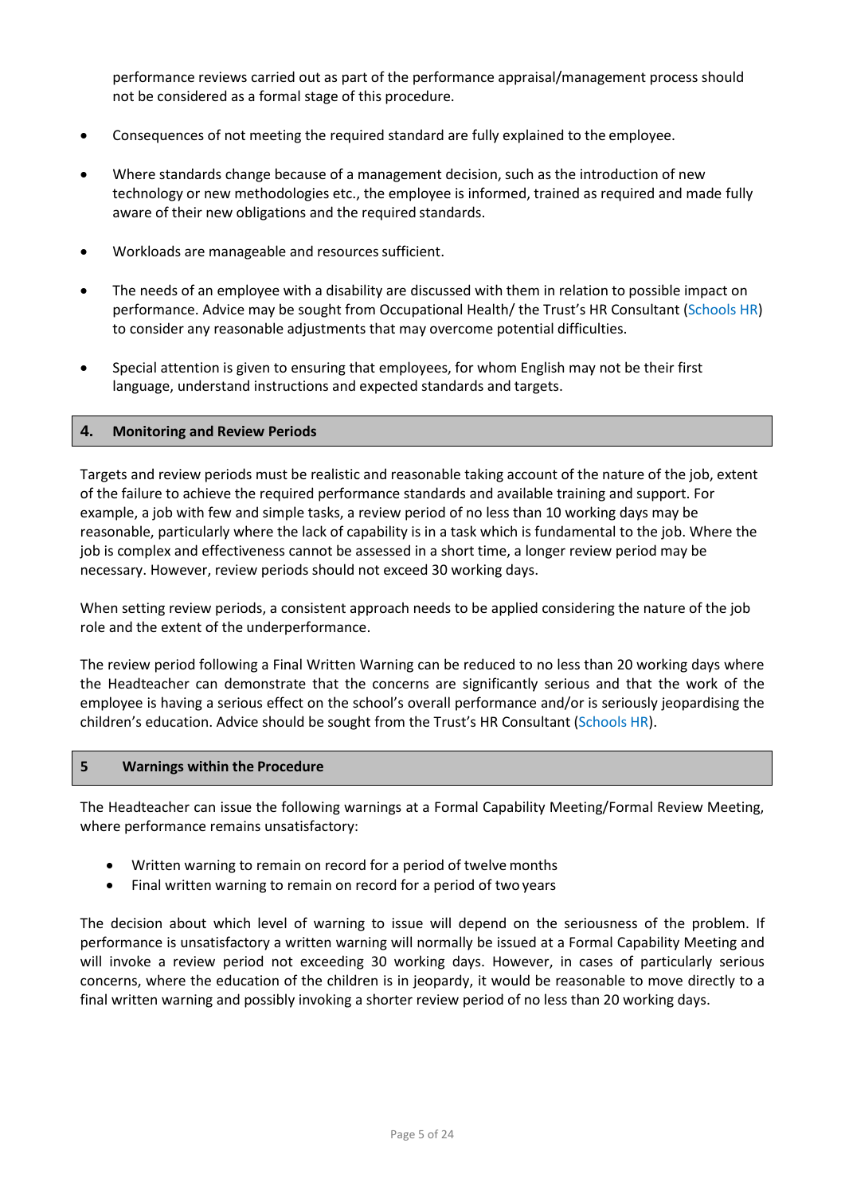performance reviews carried out as part of the performance appraisal/management process should not be considered as a formal stage of this procedure.

- Consequences of not meeting the required standard are fully explained to the employee.

- Where standards change because of a management decision, such as the introduction of new technology or new methodologies etc., the employee is informed, trained as required and made fully aware of their new obligations and the required standards.

- Workloads are manageable and resources sufficient.

- The needs of an employee with a disability are discussed with them in relation to possible impact on performance. Advice may be sought from Occupational Health/ the Trust's HR Consultant (Schools HR) to consider any reasonable adjustments that may overcome potential difficulties.

- Special attention is given to ensuring that employees, for whom English may not be their first language, understand instructions and expected standards and targets.

## 4. Monitoring and Review Periods

Targets and review periods must be realistic and reasonable taking account of the nature of the job, extent of the failure to achieve the required performance standards and available training and support. For example, a job with few and simple tasks, a review period of no less than 10 working days may be reasonable, particularly where the lack of capability is in a task which is fundamental to the job. Where the job is complex and effectiveness cannot be assessed in a short time, a longer review period may be necessary. However, review periods should not exceed 30 working days.

When setting review periods, a consistent approach needs to be applied considering the nature of the job role and the extent of the underperformance.

The review period following a Final Written Warning can be reduced to no less than 20 working days where the Headteacher can demonstrate that the concerns are significantly serious and that the work of the employee is having a serious effect on the school's overall performance and/or is seriously jeopardising the children's education. Advice should be sought from the Trust's HR Consultant (Schools HR).

## 5 Warnings within the Procedure

The Headteacher can issue the following warnings at a Formal Capability Meeting/Formal Review Meeting, where performance remains unsatisfactory:

- Written warning to remain on record for a period of twelve months
- Final written warning to remain on record for a period of two years

The decision about which level of warning to issue will depend on the seriousness of the problem. If performance is unsatisfactory a written warning will normally be issued at a Formal Capability Meeting and will invoke a review period not exceeding 30 working days. However, in cases of particularly serious concerns, where the education of the children is in jeopardy, it would be reasonable to move directly to a final written warning and possibly invoking a shorter review period of no less than 20 working days.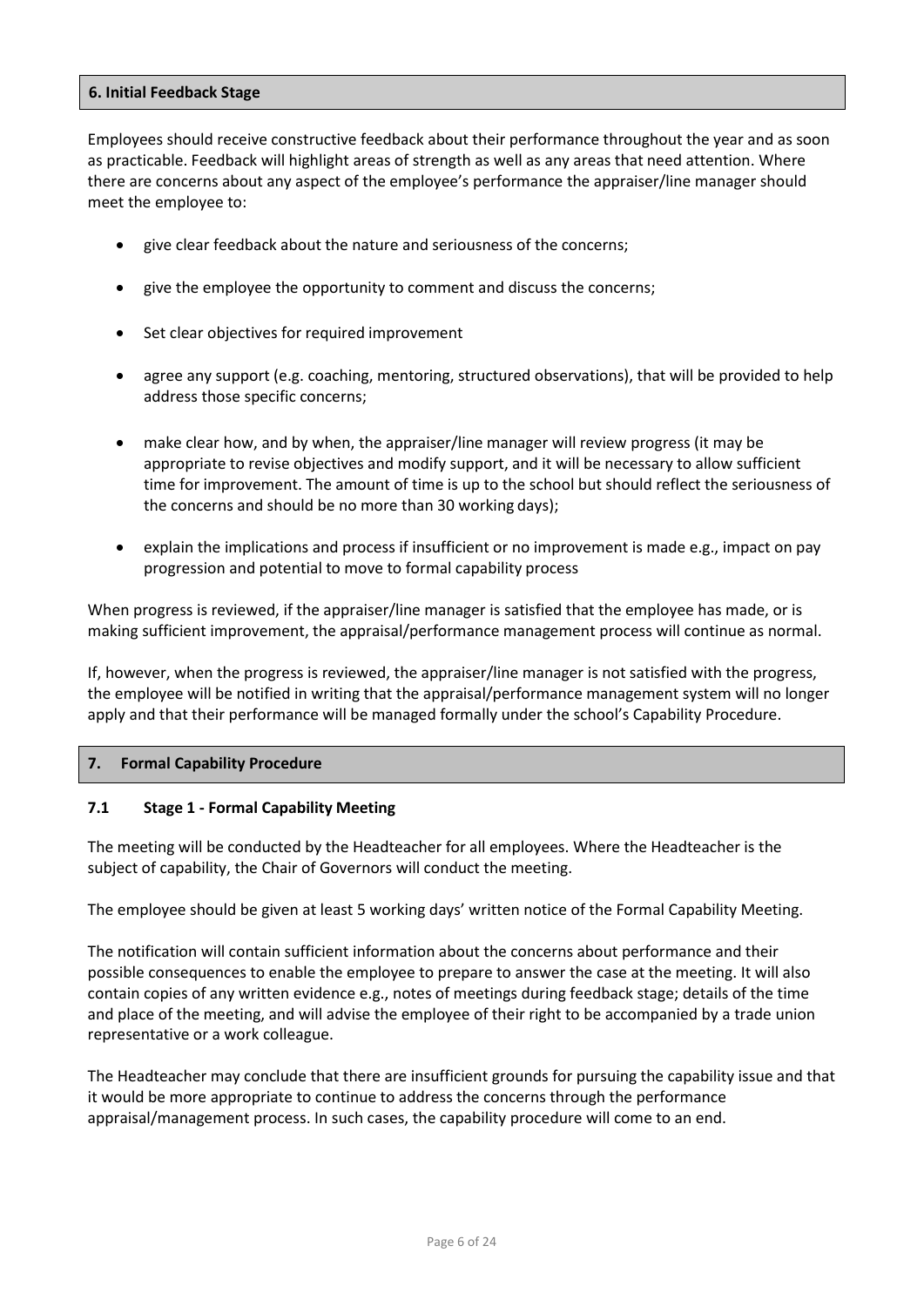## 6. Initial Feedback Stage

Employees should receive constructive feedback about their performance throughout the year and as soon as practicable. Feedback will highlight areas of strength as well as any areas that need attention. Where there are concerns about any aspect of the employee's performance the appraiser/line manager should meet the employee to:

- give clear feedback about the nature and seriousness of the concerns;
- give the employee the opportunity to comment and discuss the concerns;
- Set clear objectives for required improvement
- agree any support (e.g. coaching, mentoring, structured observations), that will be provided to help address those specific concerns;
- make clear how, and by when, the appraiser/line manager will review progress (it may be appropriate to revise objectives and modify support, and it will be necessary to allow sufficient time for improvement. The amount of time is up to the school but should reflect the seriousness of the concerns and should be no more than 30 working days);
- explain the implications and process if insufficient or no improvement is made e.g., impact on pay progression and potential to move to formal capability process

When progress is reviewed, if the appraiser/line manager is satisfied that the employee has made, or is making sufficient improvement, the appraisal/performance management process will continue as normal.

If, however, when the progress is reviewed, the appraiser/line manager is not satisfied with the progress, the employee will be notified in writing that the appraisal/performance management system will no longer apply and that their performance will be managed formally under the school's Capability Procedure.

## 7. Formal Capability Procedure

### 7.1 Stage 1 - Formal Capability Meeting

The meeting will be conducted by the Headteacher for all employees. Where the Headteacher is the subject of capability, the Chair of Governors will conduct the meeting.

The employee should be given at least 5 working days' written notice of the Formal Capability Meeting.

The notification will contain sufficient information about the concerns about performance and their possible consequences to enable the employee to prepare to answer the case at the meeting. It will also contain copies of any written evidence e.g., notes of meetings during feedback stage; details of the time and place of the meeting, and will advise the employee of their right to be accompanied by a trade union representative or a work colleague.

The Headteacher may conclude that there are insufficient grounds for pursuing the capability issue and that it would be more appropriate to continue to address the concerns through the performance appraisal/management process. In such cases, the capability procedure will come to an end.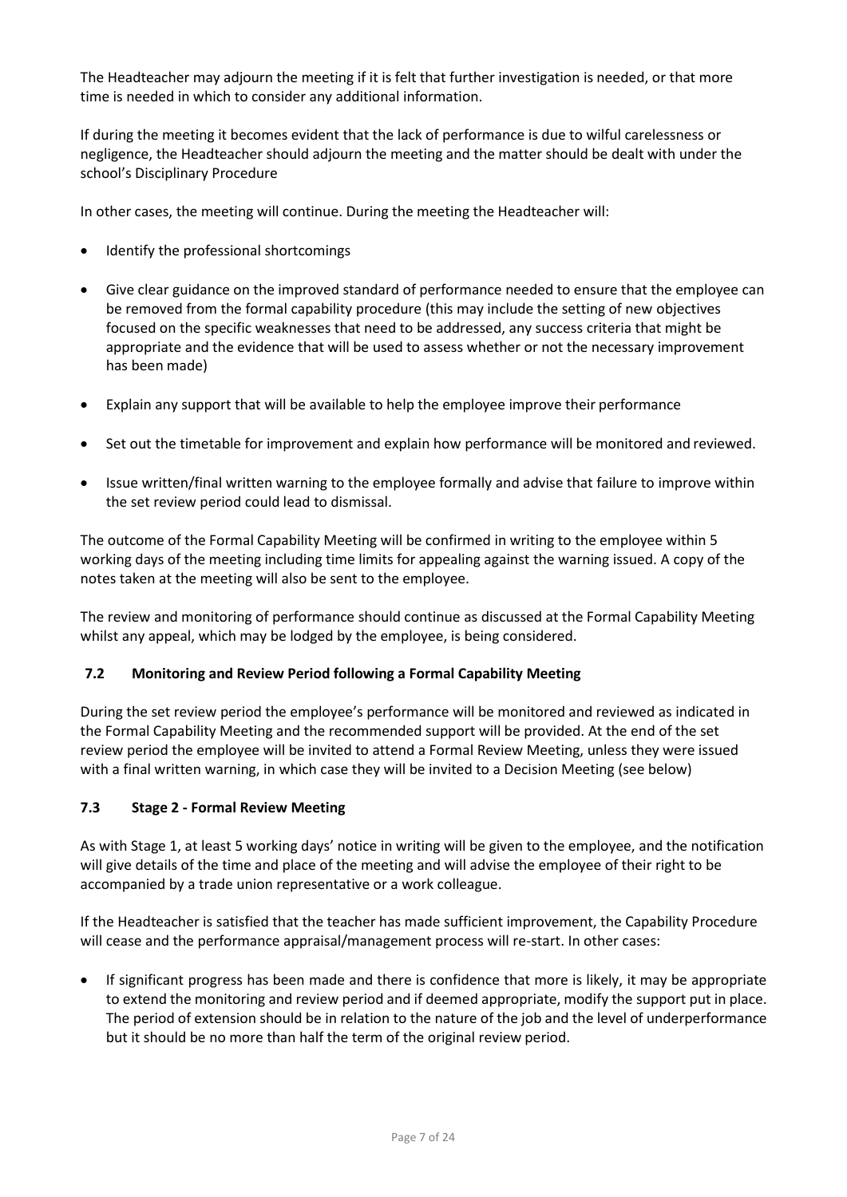The Headteacher may adjourn the meeting if it is felt that further investigation is needed, or that more time is needed in which to consider any additional information.

If during the meeting it becomes evident that the lack of performance is due to wilful carelessness or negligence, the Headteacher should adjourn the meeting and the matter should be dealt with under the school's Disciplinary Procedure

In other cases, the meeting will continue. During the meeting the Headteacher will:

- Identify the professional shortcomings
- Give clear guidance on the improved standard of performance needed to ensure that the employee can be removed from the formal capability procedure (this may include the setting of new objectives focused on the specific weaknesses that need to be addressed, any success criteria that might be appropriate and the evidence that will be used to assess whether or not the necessary improvement has been made)
- Explain any support that will be available to help the employee improve their performance
- Set out the timetable for improvement and explain how performance will be monitored and reviewed.
- Issue written/final written warning to the employee formally and advise that failure to improve within the set review period could lead to dismissal.

The outcome of the Formal Capability Meeting will be confirmed in writing to the employee within 5 working days of the meeting including time limits for appealing against the warning issued. A copy of the notes taken at the meeting will also be sent to the employee.

The review and monitoring of performance should continue as discussed at the Formal Capability Meeting whilst any appeal, which may be lodged by the employee, is being considered.

### 7.2 Monitoring and Review Period following a Formal Capability Meeting

During the set review period the employee's performance will be monitored and reviewed as indicated in the Formal Capability Meeting and the recommended support will be provided. At the end of the set review period the employee will be invited to attend a Formal Review Meeting, unless they were issued with a final written warning, in which case they will be invited to a Decision Meeting (see below)

### 7.3 Stage 2 - Formal Review Meeting

As with Stage 1, at least 5 working days' notice in writing will be given to the employee, and the notification will give details of the time and place of the meeting and will advise the employee of their right to be accompanied by a trade union representative or a work colleague.

If the Headteacher is satisfied that the teacher has made sufficient improvement, the Capability Procedure will cease and the performance appraisal/management process will re-start. In other cases:

- If significant progress has been made and there is confidence that more is likely, it may be appropriate to extend the monitoring and review period and if deemed appropriate, modify the support put in place. The period of extension should be in relation to the nature of the job and the level of underperformance but it should be no more than half the term of the original review period.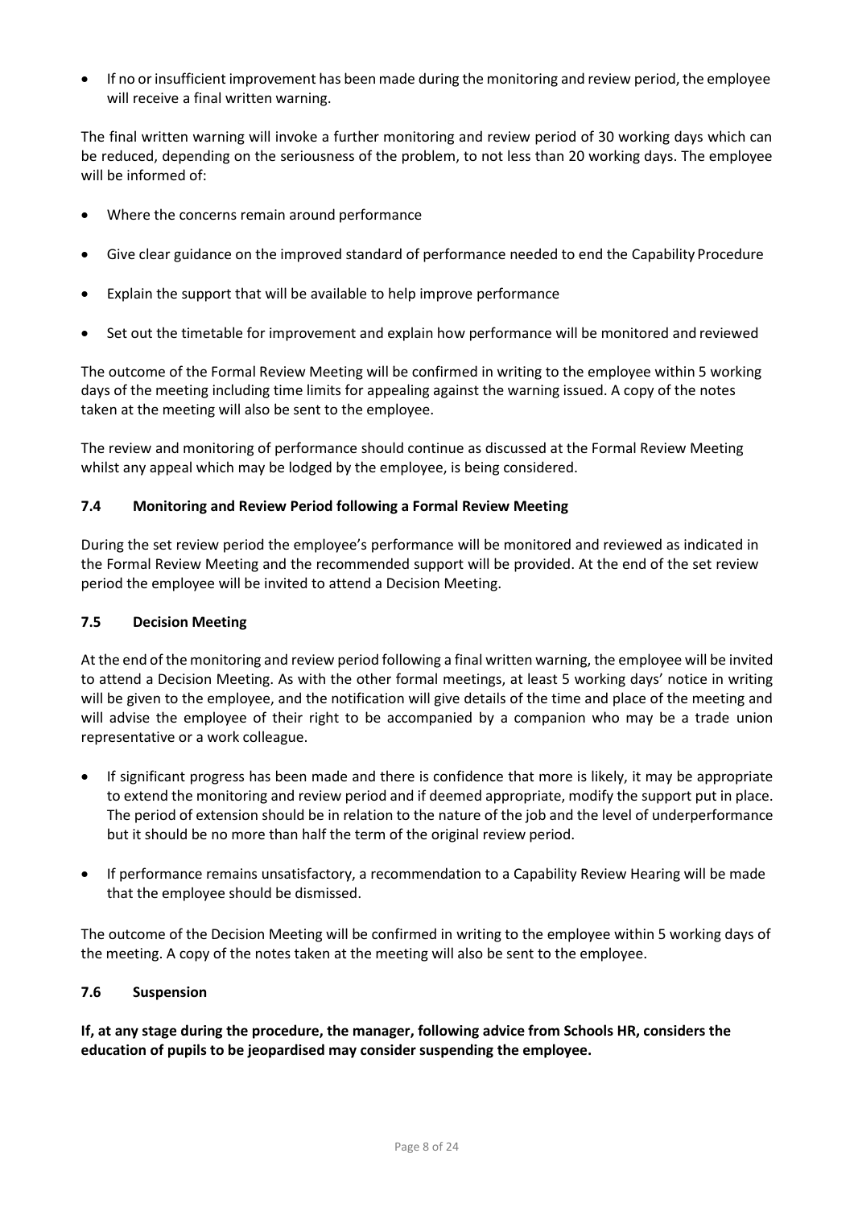- If no or insufficient improvement has been made during the monitoring and review period, the employee will receive a final written warning.

The final written warning will invoke a further monitoring and review period of 30 working days which can be reduced, depending on the seriousness of the problem, to not less than 20 working days. The employee will be informed of:

- Where the concerns remain around performance
- Give clear guidance on the improved standard of performance needed to end the Capability Procedure
- Explain the support that will be available to help improve performance
- Set out the timetable for improvement and explain how performance will be monitored and reviewed

The outcome of the Formal Review Meeting will be confirmed in writing to the employee within 5 working days of the meeting including time limits for appealing against the warning issued. A copy of the notes taken at the meeting will also be sent to the employee.

The review and monitoring of performance should continue as discussed at the Formal Review Meeting whilst any appeal which may be lodged by the employee, is being considered.

### 7.4 Monitoring and Review Period following a Formal Review Meeting

During the set review period the employee's performance will be monitored and reviewed as indicated in the Formal Review Meeting and the recommended support will be provided. At the end of the set review period the employee will be invited to attend a Decision Meeting.

### 7.5 Decision Meeting

At the end of the monitoring and review period following a final written warning, the employee will be invited to attend a Decision Meeting. As with the other formal meetings, at least 5 working days' notice in writing will be given to the employee, and the notification will give details of the time and place of the meeting and will advise the employee of their right to be accompanied by a companion who may be a trade union representative or a work colleague.

- If significant progress has been made and there is confidence that more is likely, it may be appropriate to extend the monitoring and review period and if deemed appropriate, modify the support put in place. The period of extension should be in relation to the nature of the job and the level of underperformance but it should be no more than half the term of the original review period.
- If performance remains unsatisfactory, a recommendation to a Capability Review Hearing will be made that the employee should be dismissed.

The outcome of the Decision Meeting will be confirmed in writing to the employee within 5 working days of the meeting. A copy of the notes taken at the meeting will also be sent to the employee.

### 7.6 Suspension

**If, at any stage during the procedure, the manager, following advice from Schools HR, considers the education of pupils to be jeopardised may consider suspending the employee.**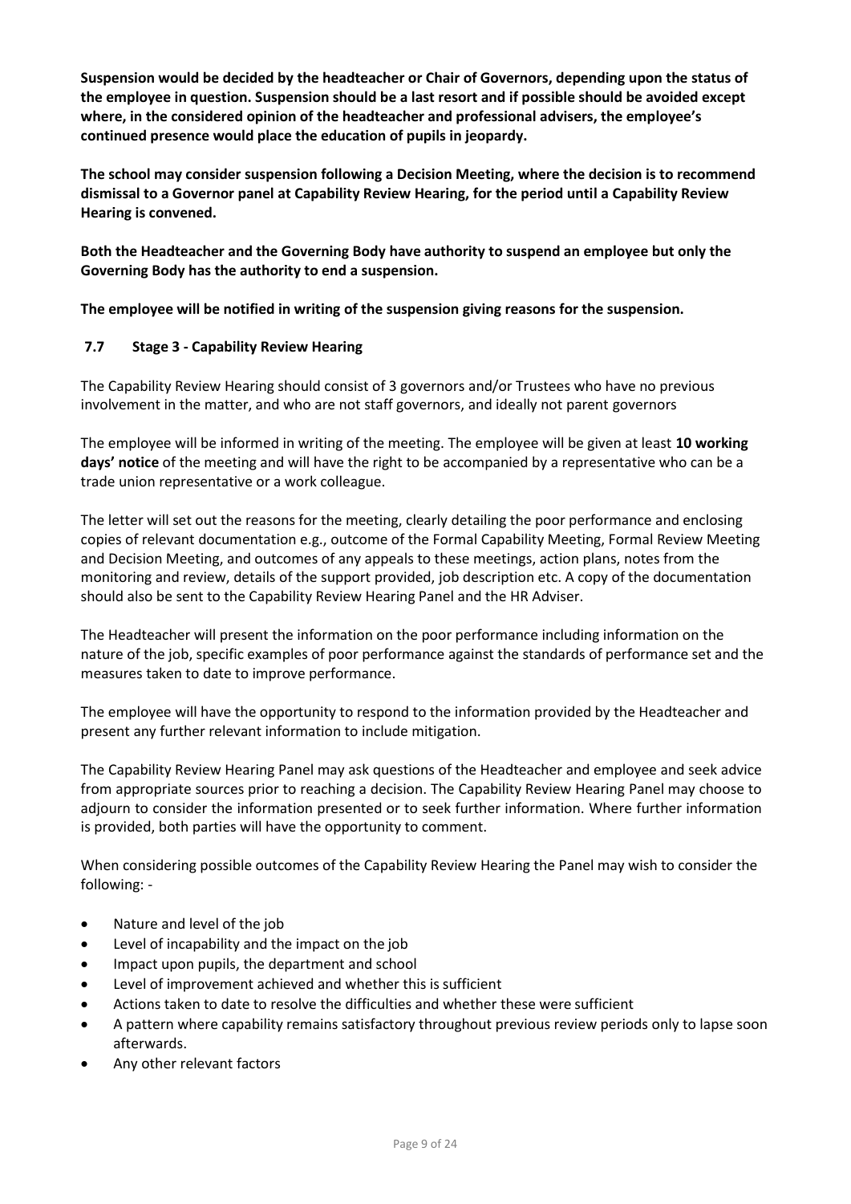**Suspension would be decided by the headteacher or Chair of Governors, depending upon the status of the employee in question. Suspension should be a last resort and if possible should be avoided except where, in the considered opinion of the headteacher and professional advisers, the employee's continued presence would place the education of pupils in jeopardy.**

**The school may consider suspension following a Decision Meeting, where the decision is to recommend dismissal to a Governor panel at Capability Review Hearing, for the period until a Capability Review Hearing is convened.**

**Both the Headteacher and the Governing Body have authority to suspend an employee but only the Governing Body has the authority to end a suspension.**

**The employee will be notified in writing of the suspension giving reasons for the suspension.**

### 7.7 Stage 3 - Capability Review Hearing

The Capability Review Hearing should consist of 3 governors and/or Trustees who have no previous involvement in the matter, and who are not staff governors, and ideally not parent governors

The employee will be informed in writing of the meeting. The employee will be given at least **10 working days' notice** of the meeting and will have the right to be accompanied by a representative who can be a trade union representative or a work colleague.

The letter will set out the reasons for the meeting, clearly detailing the poor performance and enclosing copies of relevant documentation e.g., outcome of the Formal Capability Meeting, Formal Review Meeting and Decision Meeting, and outcomes of any appeals to these meetings, action plans, notes from the monitoring and review, details of the support provided, job description etc. A copy of the documentation should also be sent to the Capability Review Hearing Panel and the HR Adviser.

The Headteacher will present the information on the poor performance including information on the nature of the job, specific examples of poor performance against the standards of performance set and the measures taken to date to improve performance.

The employee will have the opportunity to respond to the information provided by the Headteacher and present any further relevant information to include mitigation.

The Capability Review Hearing Panel may ask questions of the Headteacher and employee and seek advice from appropriate sources prior to reaching a decision. The Capability Review Hearing Panel may choose to adjourn to consider the information presented or to seek further information. Where further information is provided, both parties will have the opportunity to comment.

When considering possible outcomes of the Capability Review Hearing the Panel may wish to consider the following: -

- Nature and level of the job
- Level of incapability and the impact on the job
- Impact upon pupils, the department and school
- Level of improvement achieved and whether this is sufficient
- Actions taken to date to resolve the difficulties and whether these were sufficient
- A pattern where capability remains satisfactory throughout previous review periods only to lapse soon afterwards.
- Any other relevant factors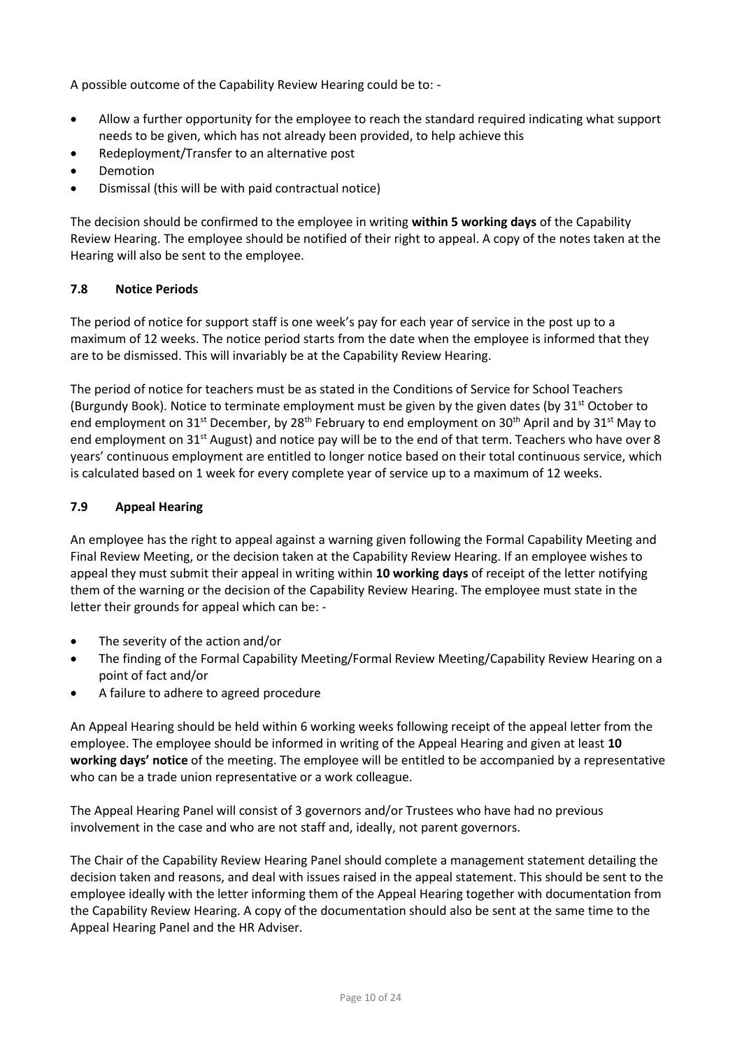A possible outcome of the Capability Review Hearing could be to: -

- Allow a further opportunity for the employee to reach the standard required indicating what support needs to be given, which has not already been provided, to help achieve this
- Redeployment/Transfer to an alternative post
- Demotion
- Dismissal (this will be with paid contractual notice)

The decision should be confirmed to the employee in writing **within 5 working days** of the Capability Review Hearing. The employee should be notified of their right to appeal. A copy of the notes taken at the Hearing will also be sent to the employee.

### 7.8 Notice Periods

The period of notice for support staff is one week's pay for each year of service in the post up to a maximum of 12 weeks. The notice period starts from the date when the employee is informed that they are to be dismissed. This will invariably be at the Capability Review Hearing.

The period of notice for teachers must be as stated in the Conditions of Service for School Teachers (Burgundy Book). Notice to terminate employment must be given by the given dates (by 31st October to end employment on 31st December, by 28th February to end employment on 30th April and by 31st May to end employment on 31st August) and notice pay will be to the end of that term. Teachers who have over 8 years' continuous employment are entitled to longer notice based on their total continuous service, which is calculated based on 1 week for every complete year of service up to a maximum of 12 weeks.

### 7.9 Appeal Hearing

An employee has the right to appeal against a warning given following the Formal Capability Meeting and Final Review Meeting, or the decision taken at the Capability Review Hearing. If an employee wishes to appeal they must submit their appeal in writing within **10 working days** of receipt of the letter notifying them of the warning or the decision of the Capability Review Hearing. The employee must state in the letter their grounds for appeal which can be: -

- The severity of the action and/or
- The finding of the Formal Capability Meeting/Formal Review Meeting/Capability Review Hearing on a point of fact and/or
- A failure to adhere to agreed procedure

An Appeal Hearing should be held within 6 working weeks following receipt of the appeal letter from the employee. The employee should be informed in writing of the Appeal Hearing and given at least **10 working days' notice** of the meeting. The employee will be entitled to be accompanied by a representative who can be a trade union representative or a work colleague.

The Appeal Hearing Panel will consist of 3 governors and/or Trustees who have had no previous involvement in the case and who are not staff and, ideally, not parent governors.

The Chair of the Capability Review Hearing Panel should complete a management statement detailing the decision taken and reasons, and deal with issues raised in the appeal statement. This should be sent to the employee ideally with the letter informing them of the Appeal Hearing together with documentation from the Capability Review Hearing. A copy of the documentation should also be sent at the same time to the Appeal Hearing Panel and the HR Adviser.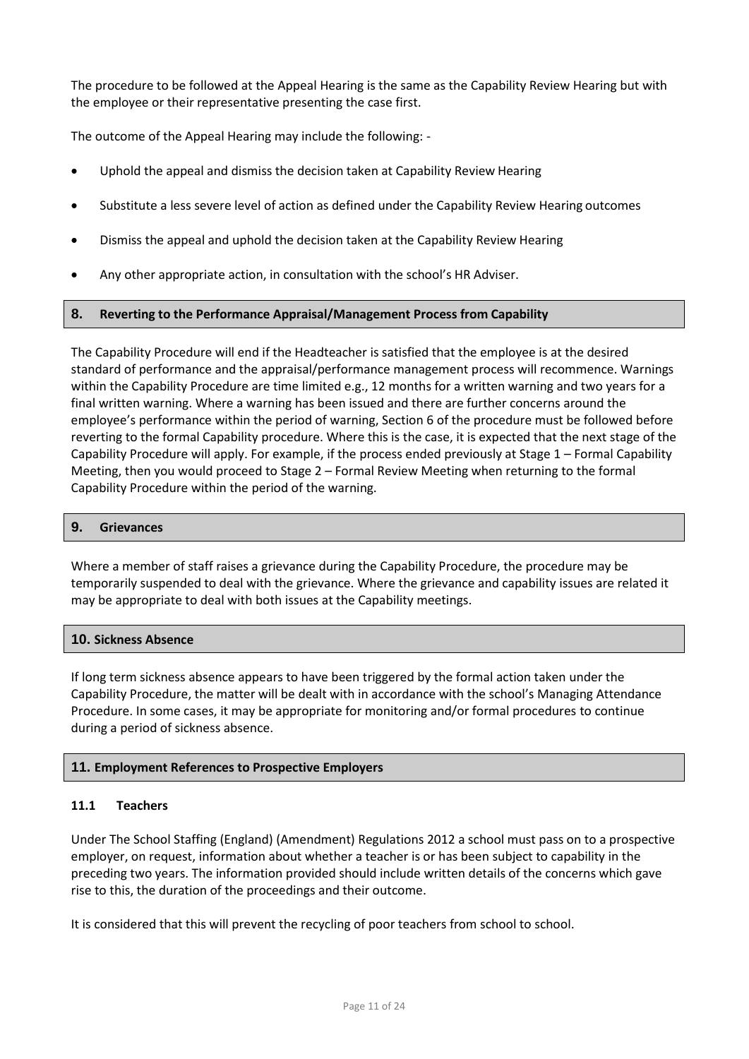The procedure to be followed at the Appeal Hearing is the same as the Capability Review Hearing but with the employee or their representative presenting the case first.

The outcome of the Appeal Hearing may include the following: -

- Uphold the appeal and dismiss the decision taken at Capability Review Hearing
- Substitute a less severe level of action as defined under the Capability Review Hearing outcomes
- Dismiss the appeal and uphold the decision taken at the Capability Review Hearing
- Any other appropriate action, in consultation with the school's HR Adviser.

## 8. Reverting to the Performance Appraisal/Management Process from Capability

The Capability Procedure will end if the Headteacher is satisfied that the employee is at the desired standard of performance and the appraisal/performance management process will recommence. Warnings within the Capability Procedure are time limited e.g., 12 months for a written warning and two years for a final written warning. Where a warning has been issued and there are further concerns around the employee's performance within the period of warning, Section 6 of the procedure must be followed before reverting to the formal Capability procedure. Where this is the case, it is expected that the next stage of the Capability Procedure will apply. For example, if the process ended previously at Stage 1 – Formal Capability Meeting, then you would proceed to Stage 2 – Formal Review Meeting when returning to the formal Capability Procedure within the period of the warning.

## 9. Grievances

Where a member of staff raises a grievance during the Capability Procedure, the procedure may be temporarily suspended to deal with the grievance. Where the grievance and capability issues are related it may be appropriate to deal with both issues at the Capability meetings.

## 10. Sickness Absence

If long term sickness absence appears to have been triggered by the formal action taken under the Capability Procedure, the matter will be dealt with in accordance with the school's Managing Attendance Procedure. In some cases, it may be appropriate for monitoring and/or formal procedures to continue during a period of sickness absence.

## 11. Employment References to Prospective Employers

### 11.1 Teachers

Under The School Staffing (England) (Amendment) Regulations 2012 a school must pass on to a prospective employer, on request, information about whether a teacher is or has been subject to capability in the preceding two years. The information provided should include written details of the concerns which gave rise to this, the duration of the proceedings and their outcome.

It is considered that this will prevent the recycling of poor teachers from school to school.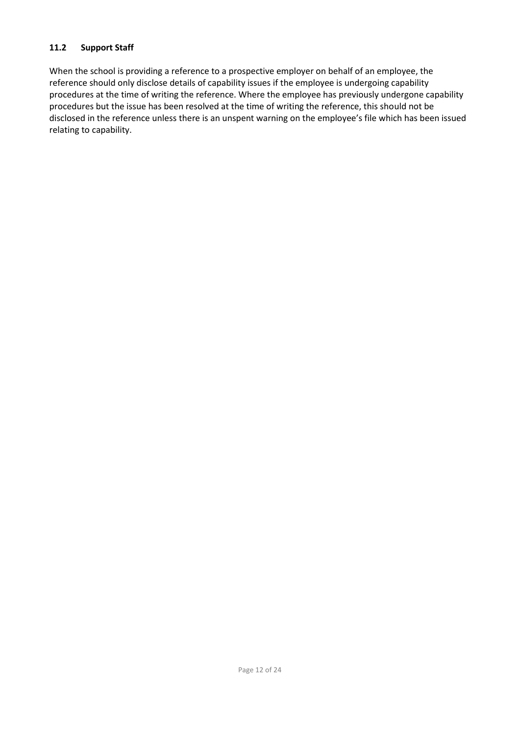### 11.2 Support Staff

When the school is providing a reference to a prospective employer on behalf of an employee, the reference should only disclose details of capability issues if the employee is undergoing capability procedures at the time of writing the reference. Where the employee has previously undergone capability procedures but the issue has been resolved at the time of writing the reference, this should not be disclosed in the reference unless there is an unspent warning on the employee's file which has been issued relating to capability.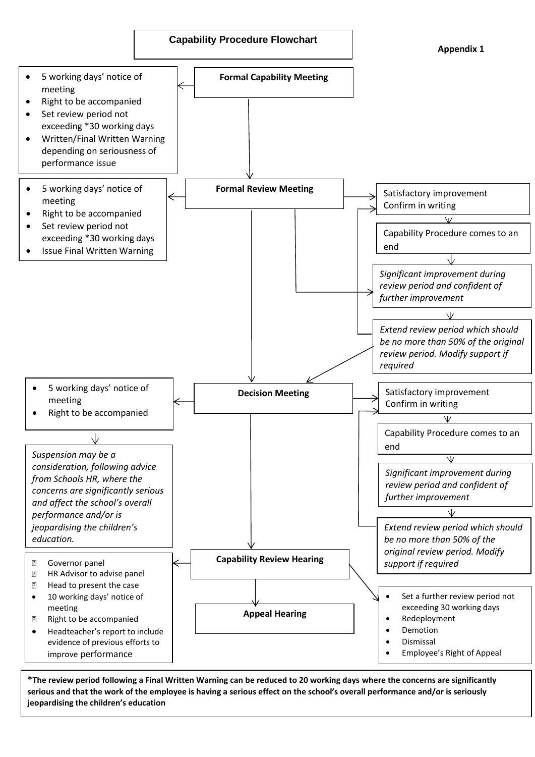# Capability Procedure Flowchart

**Appendix 1**

**Formal Capability Meeting**

- 5 working days' notice of meeting
- Right to be accompanied
- Set review period not exceeding *30 working days
- Written/Final Written Warning depending on seriousness of performance issue

**Formal Review Meeting**

- 5 working days' notice of meeting
- Right to be accompanied
- Set review period not exceeding *30 working days
- Issue Final Written Warning

Satisfactory improvement
Confirm in writing

Capability Procedure comes to an end

*Significant improvement during review period and confident of further improvement*

*Extend review period which should be no more than 50% of the original review period. Modify support if required*

**Decision Meeting**

- 5 working days' notice of meeting
- Right to be accompanied

*Suspension may be a consideration, following advice from Schools HR, where the concerns are significantly serious and affect the school's overall performance and/or is jeopardising the children's education.*

Satisfactory improvement
Confirm in writing

Capability Procedure comes to an end

*Significant improvement during review period and confident of further improvement*

*Extend review period which should be no more than 50% of the original review period. Modify support if required*

**Capability Review Hearing**

- Governor panel
- HR Advisor to advise panel
- Head to present the case
- 10 working days' notice of meeting
- Right to be accompanied
- Headteacher's report to include evidence of previous efforts to improve performance

- Set a further review period not exceeding 30 working days
- Redeployment
- Demotion
- Dismissal
- Employee's Right of Appeal

**Appeal Hearing**

***The review period following a Final Written Warning can be reduced to 20 working days where the concerns are significantly serious and that the work of the employee is having a serious effect on the school's overall performance and/or is seriously jeopardising the children's education**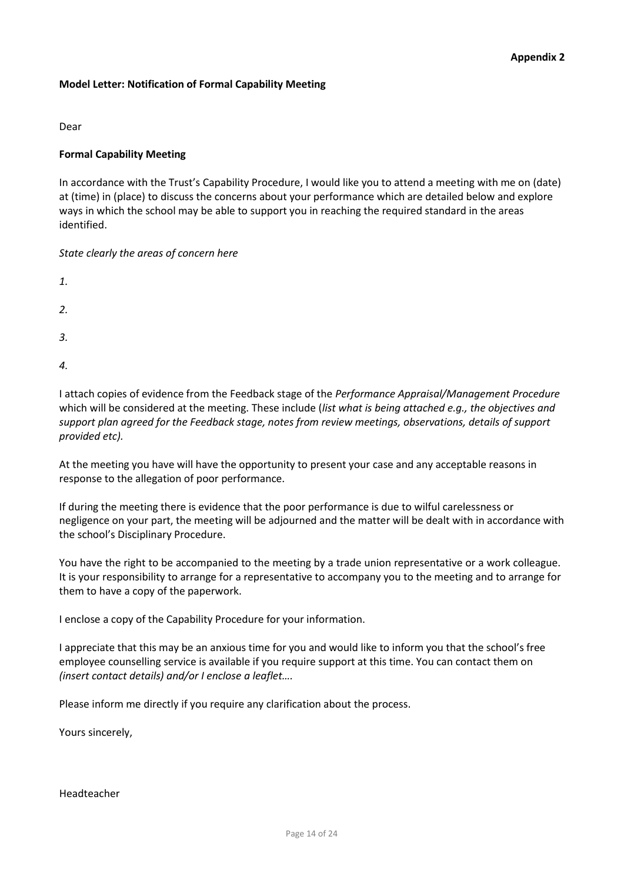**Appendix 2**

**Model Letter: Notification of Formal Capability Meeting**

Dear

**Formal Capability Meeting**

In accordance with the Trust's Capability Procedure, I would like you to attend a meeting with me on (date) at (time) in (place) to discuss the concerns about your performance which are detailed below and explore ways in which the school may be able to support you in reaching the required standard in the areas identified.

*State clearly the areas of concern here*

*1.*

*2.*

*3.*

*4.*

I attach copies of evidence from the Feedback stage of the *Performance Appraisal/Management Procedure* which will be considered at the meeting. These include (*list what is being attached e.g., the objectives and support plan agreed for the Feedback stage, notes from review meetings, observations, details of support provided etc).*

At the meeting you have will have the opportunity to present your case and any acceptable reasons in response to the allegation of poor performance.

If during the meeting there is evidence that the poor performance is due to wilful carelessness or negligence on your part, the meeting will be adjourned and the matter will be dealt with in accordance with the school's Disciplinary Procedure.

You have the right to be accompanied to the meeting by a trade union representative or a work colleague. It is your responsibility to arrange for a representative to accompany you to the meeting and to arrange for them to have a copy of the paperwork.

I enclose a copy of the Capability Procedure for your information.

I appreciate that this may be an anxious time for you and would like to inform you that the school's free employee counselling service is available if you require support at this time. You can contact them on *(insert contact details) and/or I enclose a leaflet….*

Please inform me directly if you require any clarification about the process.

Yours sincerely,

Headteacher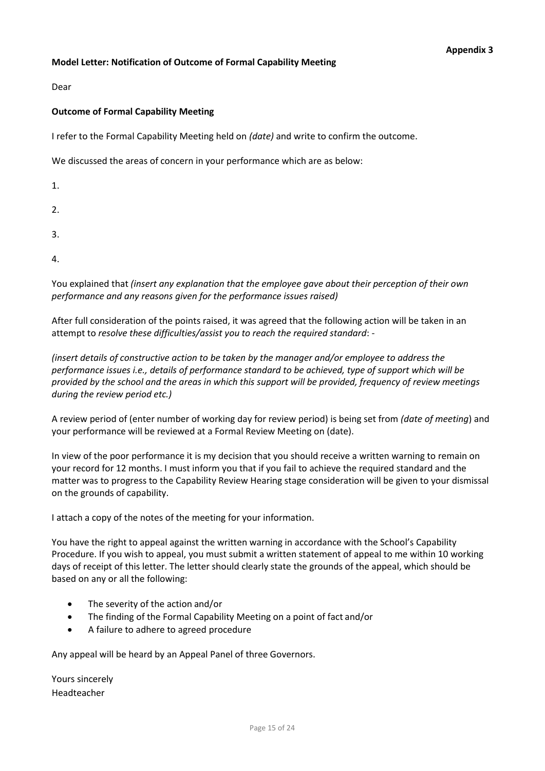**Appendix 3**

**Model Letter: Notification of Outcome of Formal Capability Meeting**

Dear

**Outcome of Formal Capability Meeting**

I refer to the Formal Capability Meeting held on *(date)* and write to confirm the outcome.

We discussed the areas of concern in your performance which are as below:

1.

2.

3.

4.

You explained that *(insert any explanation that the employee gave about their perception of their own performance and any reasons given for the performance issues raised)*

After full consideration of the points raised, it was agreed that the following action will be taken in an attempt to *resolve these difficulties/assist you to reach the required standard*: -

*(insert details of constructive action to be taken by the manager and/or employee to address the performance issues i.e., details of performance standard to be achieved, type of support which will be provided by the school and the areas in which this support will be provided, frequency of review meetings during the review period etc.)*

A review period of (enter number of working day for review period) is being set from *(date of meeting*) and your performance will be reviewed at a Formal Review Meeting on (date).

In view of the poor performance it is my decision that you should receive a written warning to remain on your record for 12 months. I must inform you that if you fail to achieve the required standard and the matter was to progress to the Capability Review Hearing stage consideration will be given to your dismissal on the grounds of capability.

I attach a copy of the notes of the meeting for your information.

You have the right to appeal against the written warning in accordance with the School's Capability Procedure. If you wish to appeal, you must submit a written statement of appeal to me within 10 working days of receipt of this letter. The letter should clearly state the grounds of the appeal, which should be based on any or all the following:

- The severity of the action and/or
- The finding of the Formal Capability Meeting on a point of fact and/or
- A failure to adhere to agreed procedure

Any appeal will be heard by an Appeal Panel of three Governors.

Yours sincerely
Headteacher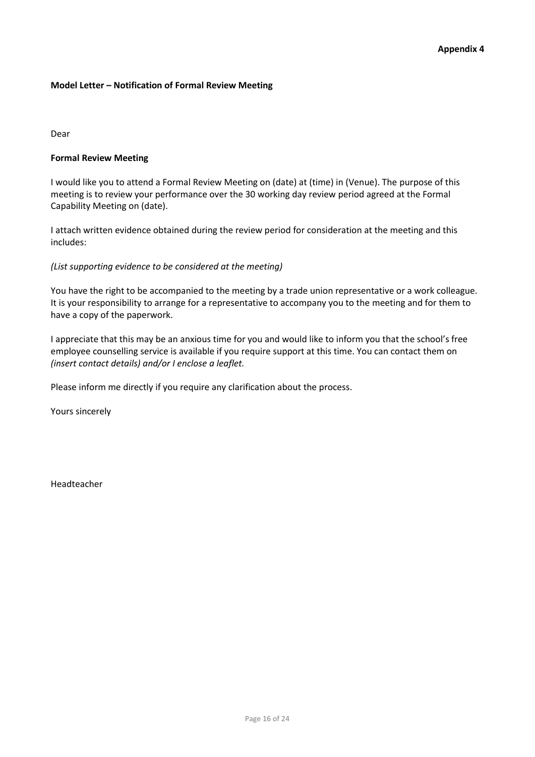**Appendix 4**

**Model Letter – Notification of Formal Review Meeting**

Dear

**Formal Review Meeting**

I would like you to attend a Formal Review Meeting on (date) at (time) in (Venue). The purpose of this meeting is to review your performance over the 30 working day review period agreed at the Formal Capability Meeting on (date).

I attach written evidence obtained during the review period for consideration at the meeting and this includes:

*(List supporting evidence to be considered at the meeting)*

You have the right to be accompanied to the meeting by a trade union representative or a work colleague. It is your responsibility to arrange for a representative to accompany you to the meeting and for them to have a copy of the paperwork.

I appreciate that this may be an anxious time for you and would like to inform you that the school's free employee counselling service is available if you require support at this time. You can contact them on *(insert contact details) and/or I enclose a leaflet.*

Please inform me directly if you require any clarification about the process.

Yours sincerely

Headteacher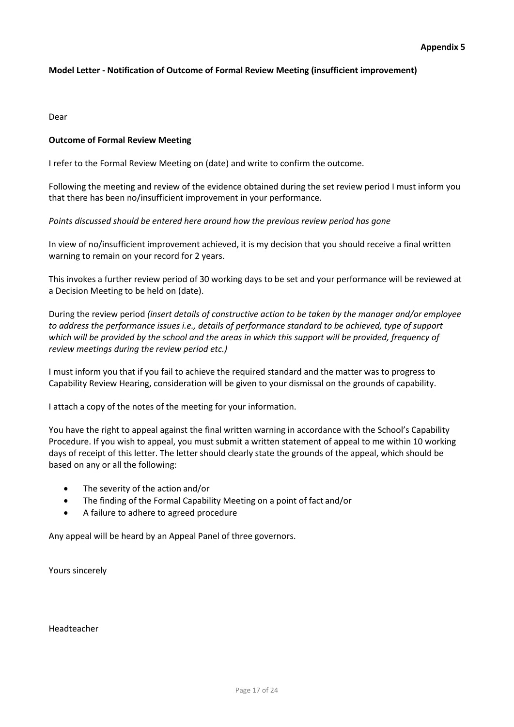**Appendix 5**

**Model Letter - Notification of Outcome of Formal Review Meeting (insufficient improvement)**

Dear

**Outcome of Formal Review Meeting**

I refer to the Formal Review Meeting on (date) and write to confirm the outcome.

Following the meeting and review of the evidence obtained during the set review period I must inform you that there has been no/insufficient improvement in your performance.

*Points discussed should be entered here around how the previous review period has gone*

In view of no/insufficient improvement achieved, it is my decision that you should receive a final written warning to remain on your record for 2 years.

This invokes a further review period of 30 working days to be set and your performance will be reviewed at a Decision Meeting to be held on (date).

During the review period *(insert details of constructive action to be taken by the manager and/or employee to address the performance issues i.e., details of performance standard to be achieved, type of support which will be provided by the school and the areas in which this support will be provided, frequency of review meetings during the review period etc.)*

I must inform you that if you fail to achieve the required standard and the matter was to progress to Capability Review Hearing, consideration will be given to your dismissal on the grounds of capability.

I attach a copy of the notes of the meeting for your information.

You have the right to appeal against the final written warning in accordance with the School's Capability Procedure. If you wish to appeal, you must submit a written statement of appeal to me within 10 working days of receipt of this letter. The letter should clearly state the grounds of the appeal, which should be based on any or all the following:

- The severity of the action and/or
- The finding of the Formal Capability Meeting on a point of fact and/or
- A failure to adhere to agreed procedure

Any appeal will be heard by an Appeal Panel of three governors.

Yours sincerely

Headteacher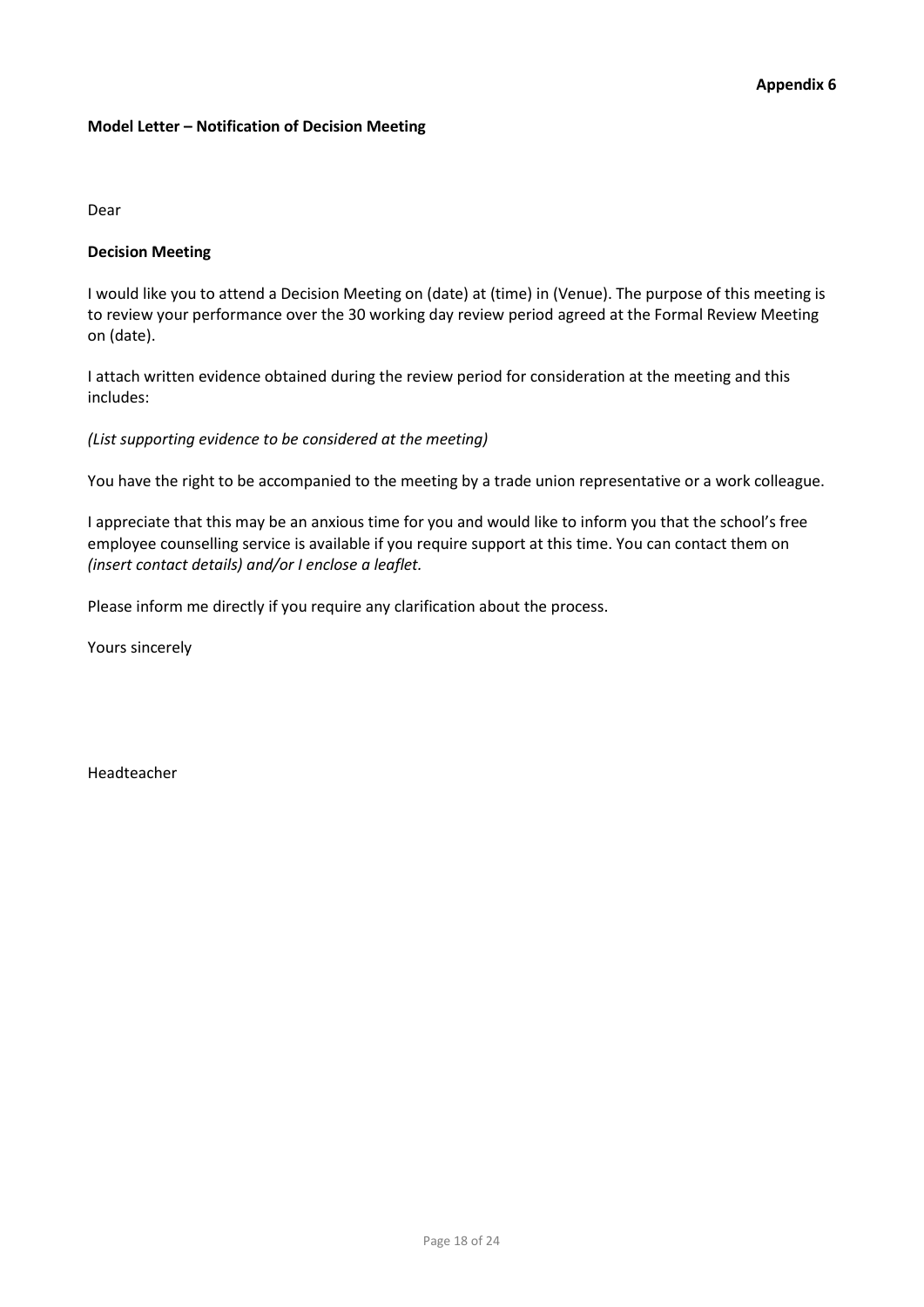**Appendix 6**

**Model Letter – Notification of Decision Meeting**

Dear

**Decision Meeting**

I would like you to attend a Decision Meeting on (date) at (time) in (Venue). The purpose of this meeting is to review your performance over the 30 working day review period agreed at the Formal Review Meeting on (date).

I attach written evidence obtained during the review period for consideration at the meeting and this includes:

*(List supporting evidence to be considered at the meeting)*

You have the right to be accompanied to the meeting by a trade union representative or a work colleague.

I appreciate that this may be an anxious time for you and would like to inform you that the school's free employee counselling service is available if you require support at this time. You can contact them on *(insert contact details) and/or I enclose a leaflet.*

Please inform me directly if you require any clarification about the process.

Yours sincerely

Headteacher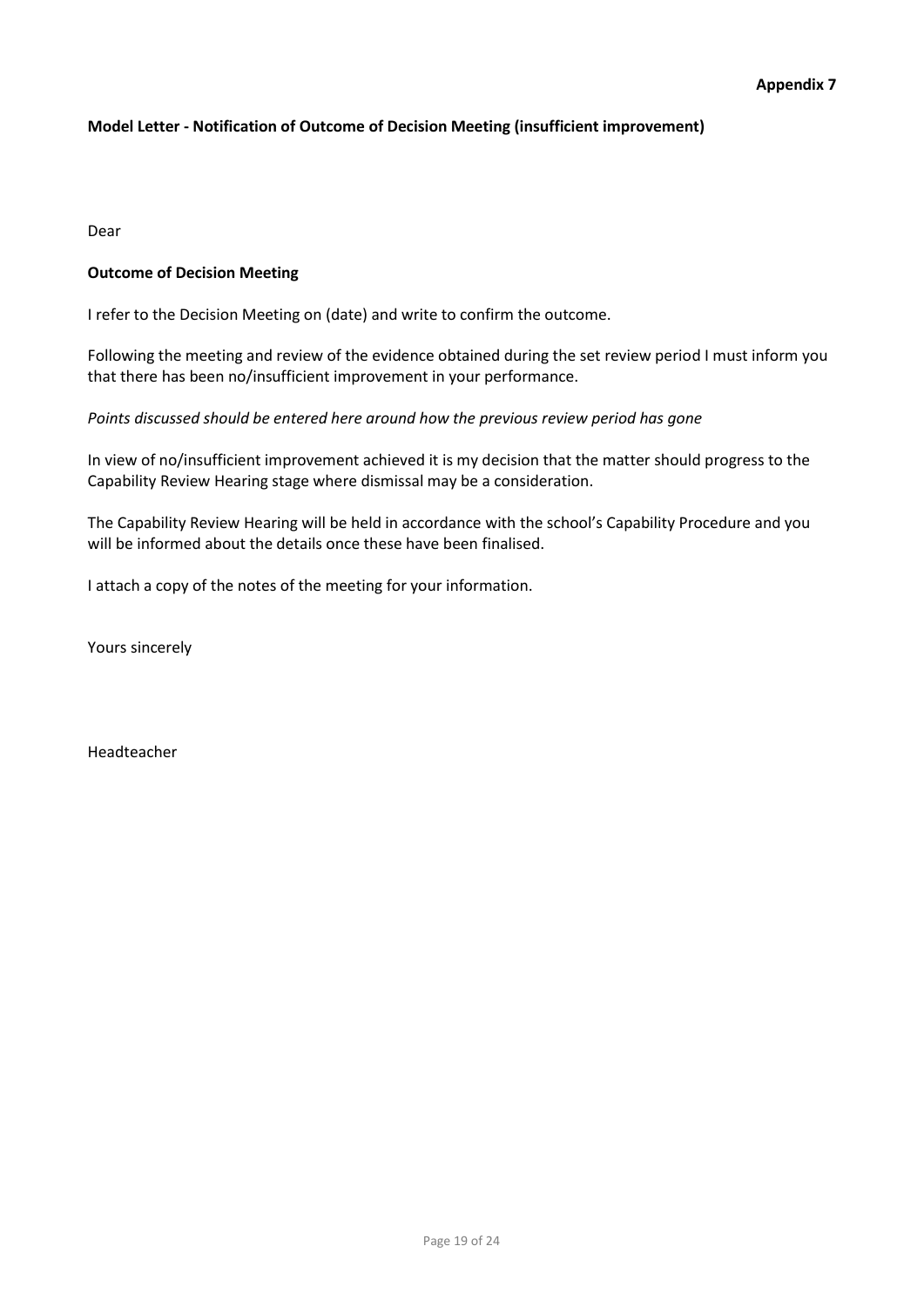**Appendix 7**

**Model Letter - Notification of Outcome of Decision Meeting (insufficient improvement)**

Dear

**Outcome of Decision Meeting**

I refer to the Decision Meeting on (date) and write to confirm the outcome.

Following the meeting and review of the evidence obtained during the set review period I must inform you that there has been no/insufficient improvement in your performance.

*Points discussed should be entered here around how the previous review period has gone*

In view of no/insufficient improvement achieved it is my decision that the matter should progress to the Capability Review Hearing stage where dismissal may be a consideration.

The Capability Review Hearing will be held in accordance with the school's Capability Procedure and you will be informed about the details once these have been finalised.

I attach a copy of the notes of the meeting for your information.

Yours sincerely

Headteacher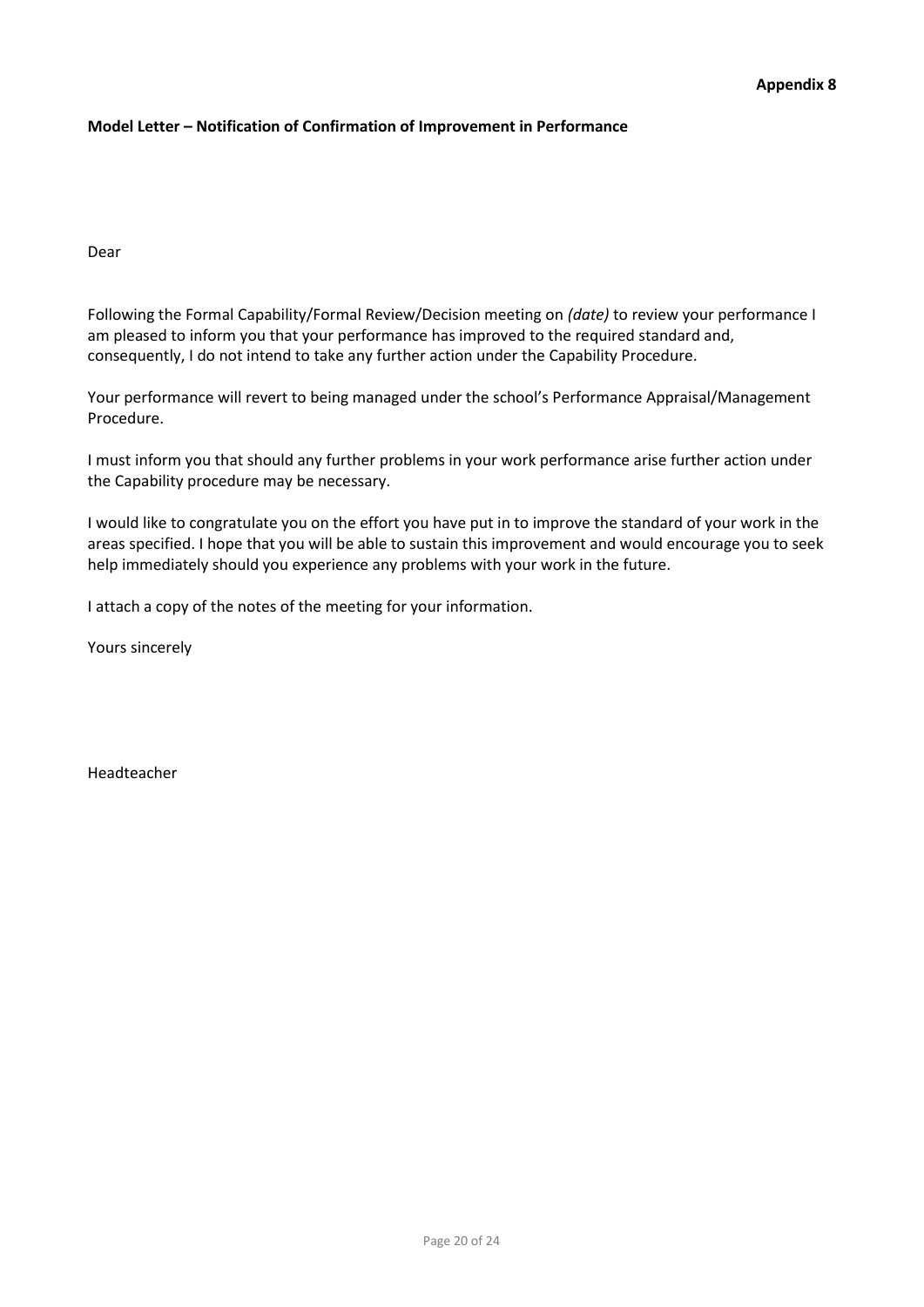**Appendix 8**

**Model Letter – Notification of Confirmation of Improvement in Performance**

Dear

Following the Formal Capability/Formal Review/Decision meeting on *(date)* to review your performance I am pleased to inform you that your performance has improved to the required standard and, consequently, I do not intend to take any further action under the Capability Procedure.

Your performance will revert to being managed under the school's Performance Appraisal/Management Procedure.

I must inform you that should any further problems in your work performance arise further action under the Capability procedure may be necessary.

I would like to congratulate you on the effort you have put in to improve the standard of your work in the areas specified. I hope that you will be able to sustain this improvement and would encourage you to seek help immediately should you experience any problems with your work in the future.

I attach a copy of the notes of the meeting for your information.

Yours sincerely

Headteacher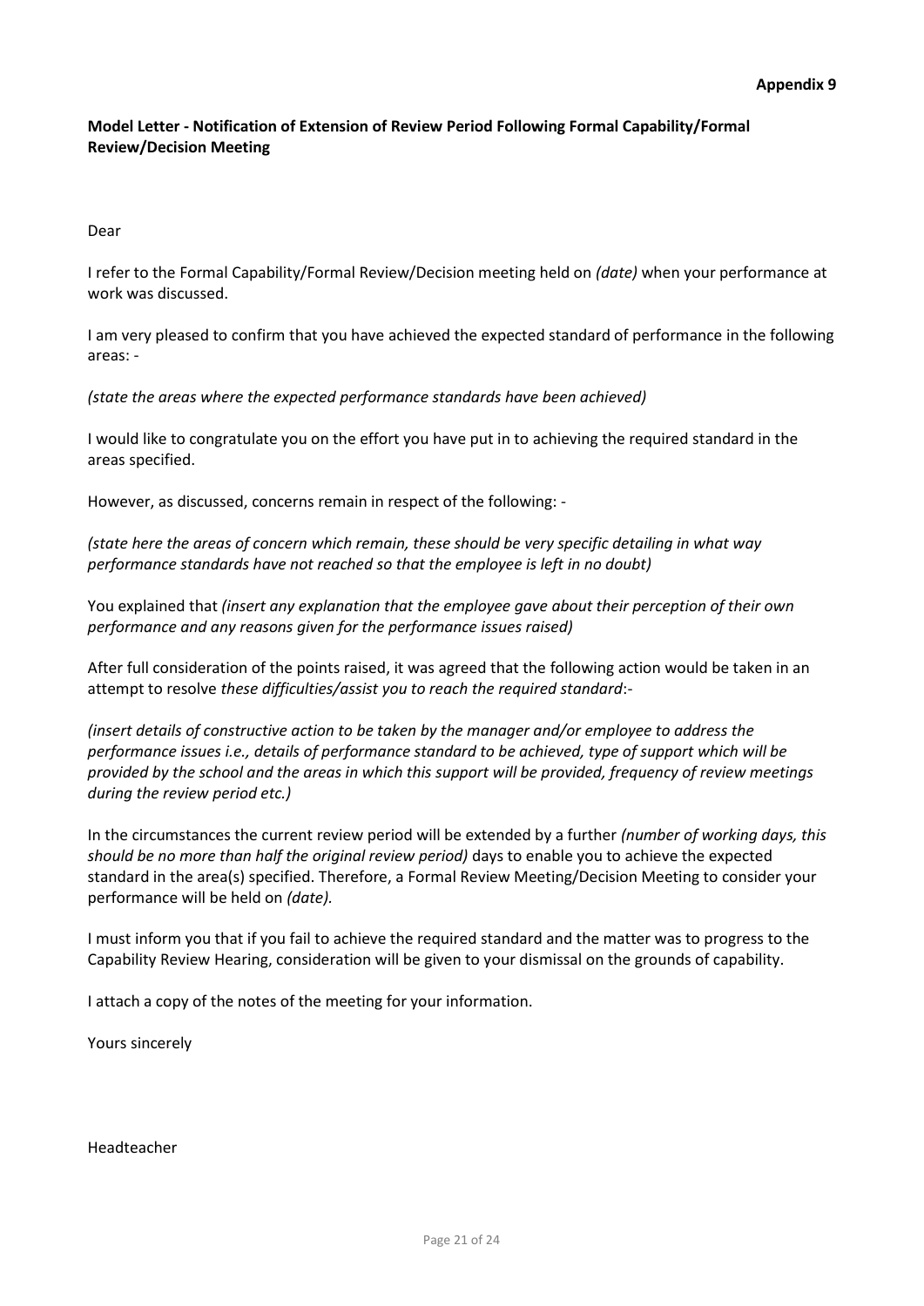**Appendix 9**

**Model Letter - Notification of Extension of Review Period Following Formal Capability/Formal Review/Decision Meeting**

Dear

I refer to the Formal Capability/Formal Review/Decision meeting held on *(date)* when your performance at work was discussed.

I am very pleased to confirm that you have achieved the expected standard of performance in the following areas: -

*(state the areas where the expected performance standards have been achieved)*

I would like to congratulate you on the effort you have put in to achieving the required standard in the areas specified.

However, as discussed, concerns remain in respect of the following: -

*(state here the areas of concern which remain, these should be very specific detailing in what way performance standards have not reached so that the employee is left in no doubt)*

You explained that *(insert any explanation that the employee gave about their perception of their own performance and any reasons given for the performance issues raised)*

After full consideration of the points raised, it was agreed that the following action would be taken in an attempt to resolve *these difficulties/assist you to reach the required standard*:-

*(insert details of constructive action to be taken by the manager and/or employee to address the performance issues i.e., details of performance standard to be achieved, type of support which will be provided by the school and the areas in which this support will be provided, frequency of review meetings during the review period etc.)*

In the circumstances the current review period will be extended by a further *(number of working days, this should be no more than half the original review period)* days to enable you to achieve the expected standard in the area(s) specified. Therefore, a Formal Review Meeting/Decision Meeting to consider your performance will be held on *(date).*

I must inform you that if you fail to achieve the required standard and the matter was to progress to the Capability Review Hearing, consideration will be given to your dismissal on the grounds of capability.

I attach a copy of the notes of the meeting for your information.

Yours sincerely

Headteacher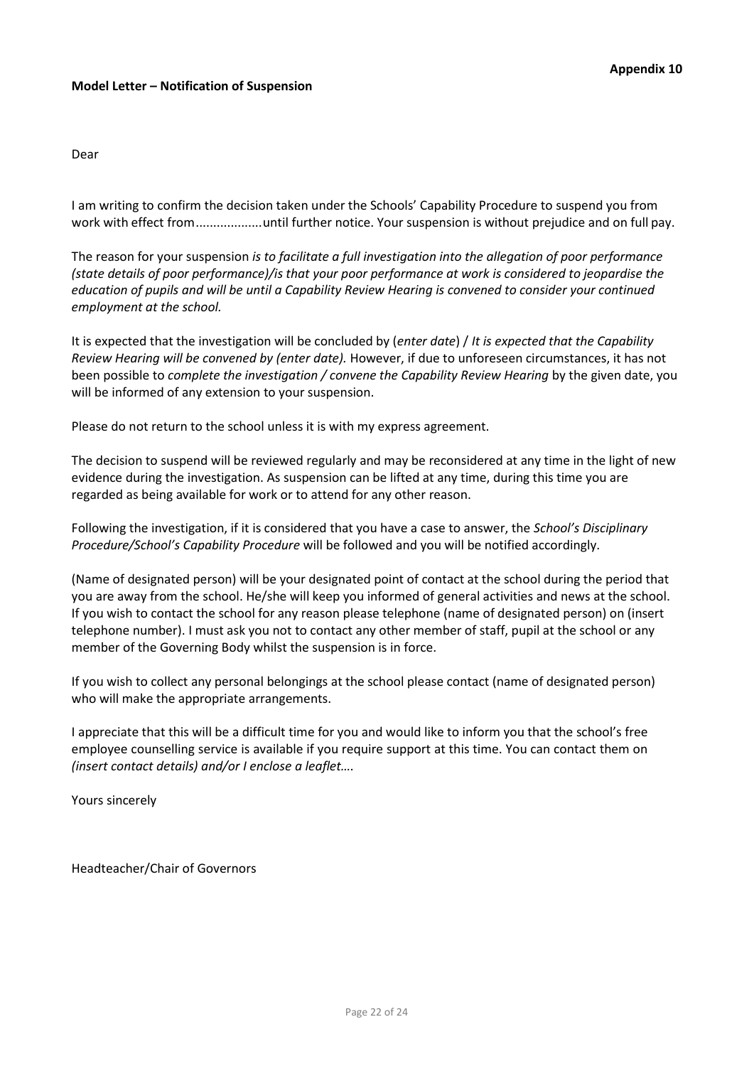**Appendix 10**

**Model Letter – Notification of Suspension**

Dear

I am writing to confirm the decision taken under the Schools' Capability Procedure to suspend you from work with effect from..................until further notice. Your suspension is without prejudice and on full pay.

The reason for your suspension *is to facilitate a full investigation into the allegation of poor performance (state details of poor performance)/is that your poor performance at work is considered to jeopardise the education of pupils and will be until a Capability Review Hearing is convened to consider your continued employment at the school.*

It is expected that the investigation will be concluded by (*enter date*) / *It is expected that the Capability Review Hearing will be convened by (enter date).* However, if due to unforeseen circumstances, it has not been possible to *complete the investigation / convene the Capability Review Hearing* by the given date, you will be informed of any extension to your suspension.

Please do not return to the school unless it is with my express agreement.

The decision to suspend will be reviewed regularly and may be reconsidered at any time in the light of new evidence during the investigation. As suspension can be lifted at any time, during this time you are regarded as being available for work or to attend for any other reason.

Following the investigation, if it is considered that you have a case to answer, the *School's Disciplinary Procedure/School's Capability Procedure* will be followed and you will be notified accordingly.

(Name of designated person) will be your designated point of contact at the school during the period that you are away from the school. He/she will keep you informed of general activities and news at the school. If you wish to contact the school for any reason please telephone (name of designated person) on (insert telephone number). I must ask you not to contact any other member of staff, pupil at the school or any member of the Governing Body whilst the suspension is in force.

If you wish to collect any personal belongings at the school please contact (name of designated person) who will make the appropriate arrangements.

I appreciate that this will be a difficult time for you and would like to inform you that the school's free employee counselling service is available if you require support at this time. You can contact them on *(insert contact details) and/or I enclose a leaflet….*

Yours sincerely

Headteacher/Chair of Governors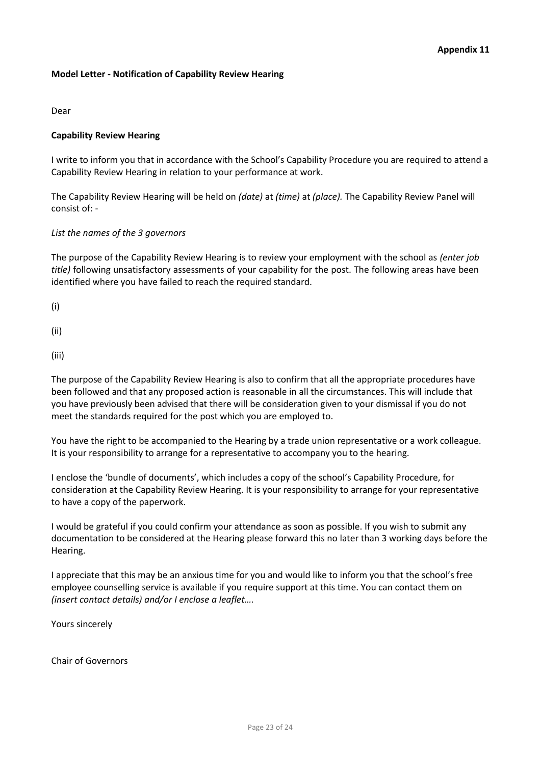**Appendix 11**

**Model Letter - Notification of Capability Review Hearing**

Dear

**Capability Review Hearing**

I write to inform you that in accordance with the School's Capability Procedure you are required to attend a Capability Review Hearing in relation to your performance at work.

The Capability Review Hearing will be held on *(date)* at *(time)* at *(place).* The Capability Review Panel will consist of: -

*List the names of the 3 governors*

The purpose of the Capability Review Hearing is to review your employment with the school as *(enter job title)* following unsatisfactory assessments of your capability for the post. The following areas have been identified where you have failed to reach the required standard.

(i)

(ii)

(iii)

The purpose of the Capability Review Hearing is also to confirm that all the appropriate procedures have been followed and that any proposed action is reasonable in all the circumstances. This will include that you have previously been advised that there will be consideration given to your dismissal if you do not meet the standards required for the post which you are employed to.

You have the right to be accompanied to the Hearing by a trade union representative or a work colleague. It is your responsibility to arrange for a representative to accompany you to the hearing.

I enclose the 'bundle of documents', which includes a copy of the school's Capability Procedure, for consideration at the Capability Review Hearing. It is your responsibility to arrange for your representative to have a copy of the paperwork.

I would be grateful if you could confirm your attendance as soon as possible. If you wish to submit any documentation to be considered at the Hearing please forward this no later than 3 working days before the Hearing.

I appreciate that this may be an anxious time for you and would like to inform you that the school's free employee counselling service is available if you require support at this time. You can contact them on *(insert contact details) and/or I enclose a leaflet….*

Yours sincerely

Chair of Governors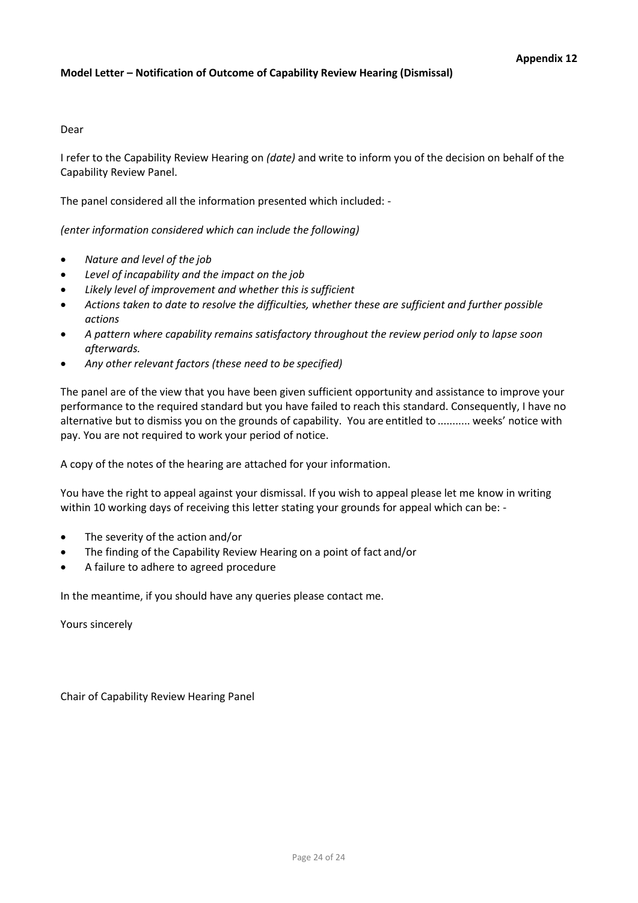**Appendix 12**

**Model Letter – Notification of Outcome of Capability Review Hearing (Dismissal)**

Dear

I refer to the Capability Review Hearing on *(date)* and write to inform you of the decision on behalf of the Capability Review Panel.

The panel considered all the information presented which included: -

*(enter information considered which can include the following)*

- *Nature and level of the job*
- *Level of incapability and the impact on the job*
- *Likely level of improvement and whether this is sufficient*
- *Actions taken to date to resolve the difficulties, whether these are sufficient and further possible actions*
- *A pattern where capability remains satisfactory throughout the review period only to lapse soon afterwards.*
- *Any other relevant factors (these need to be specified)*

The panel are of the view that you have been given sufficient opportunity and assistance to improve your performance to the required standard but you have failed to reach this standard. Consequently, I have no alternative but to dismiss you on the grounds of capability. You are entitled to ........... weeks' notice with pay. You are not required to work your period of notice.

A copy of the notes of the hearing are attached for your information.

You have the right to appeal against your dismissal. If you wish to appeal please let me know in writing within 10 working days of receiving this letter stating your grounds for appeal which can be: -

- The severity of the action and/or
- The finding of the Capability Review Hearing on a point of fact and/or
- A failure to adhere to agreed procedure

In the meantime, if you should have any queries please contact me.

Yours sincerely

Chair of Capability Review Hearing Panel